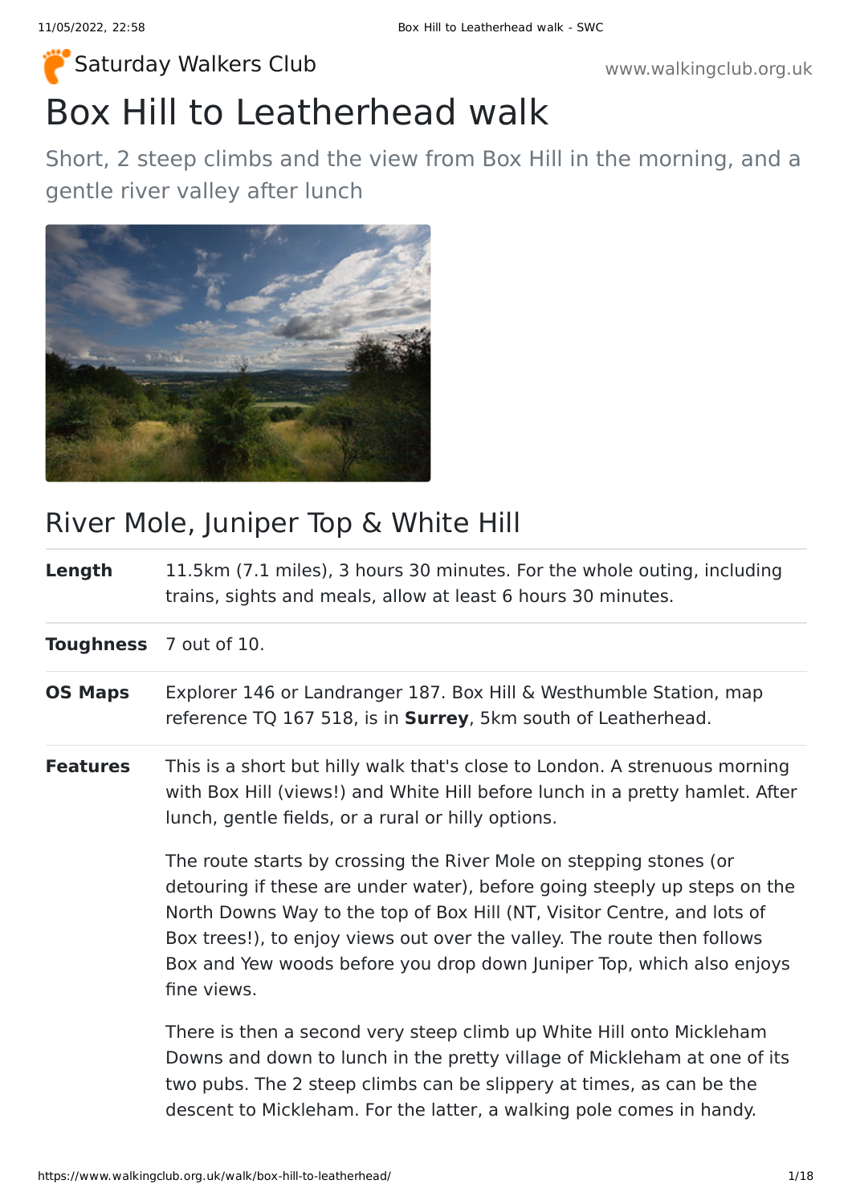Saturday Walkers Club

www.walkingclub.org.uk

# Box Hill to Leatherhead walk

Short, 2 steep climbs and the view from Box Hill in the morning, and a gentle river valley after lunch

## River Mole, Juniper Top & White Hill

| | |
|---|---|
| **Length** | 11.5km (7.1 miles), 3 hours 30 minutes. For the whole outing, including trains, sights and meals, allow at least 6 hours 30 minutes. |
| **Toughness** | 7 out of 10. |
| **OS Maps** | Explorer 146 or Landranger 187. Box Hill & Westhumble Station, map reference TQ 167 518, is in **Surrey**, 5km south of Leatherhead. |
| **Features** | This is a short but hilly walk that's close to London. A strenuous morning with Box Hill (views!) and White Hill before lunch in a pretty hamlet. After lunch, gentle fields, or a rural or hilly options. The route starts by crossing the River Mole on stepping stones (or detouring if these are under water), before going steeply up steps on the North Downs Way to the top of Box Hill (NT, Visitor Centre, and lots of Box trees!), to enjoy views out over the valley. The route then follows Box and Yew woods before you drop down Juniper Top, which also enjoys fine views. There is then a second very steep climb up White Hill onto Mickleham Downs and down to lunch in the pretty village of Mickleham at one of its two pubs. The 2 steep climbs can be slippery at times, as can be the descent to Mickleham. For the latter, a walking pole comes in handy. |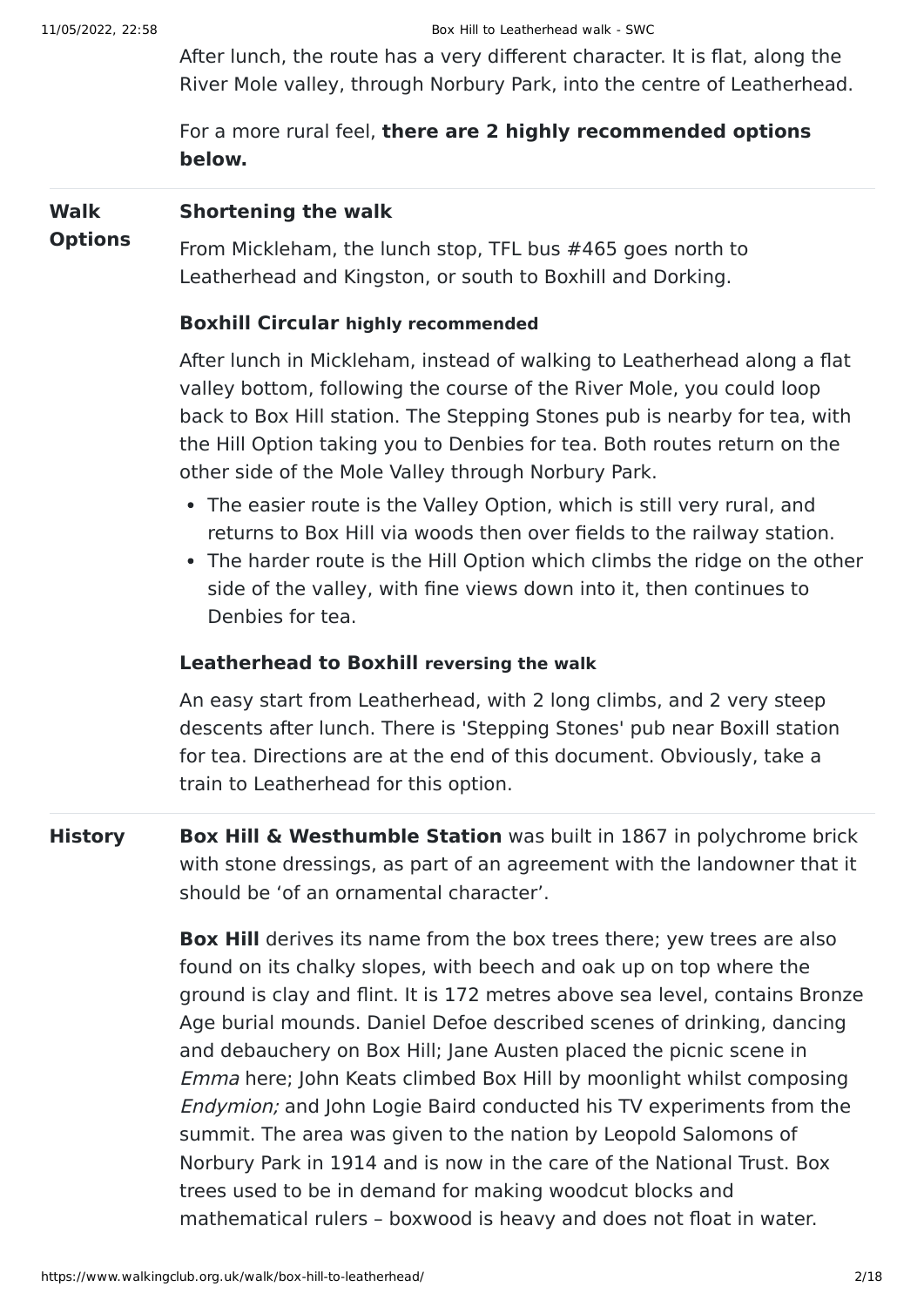After lunch, the route has a very different character. It is flat, along the River Mole valley, through Norbury Park, into the centre of Leatherhead.

For a more rural feel, **there are 2 highly recommended options below.**

**Walk Options**

**Shortening the walk**

From Mickleham, the lunch stop, TFL bus #465 goes north to Leatherhead and Kingston, or south to Boxhill and Dorking.

**Boxhill Circular highly recommended**

After lunch in Mickleham, instead of walking to Leatherhead along a flat valley bottom, following the course of the River Mole, you could loop back to Box Hill station. The Stepping Stones pub is nearby for tea, with the Hill Option taking you to Denbies for tea. Both routes return on the other side of the Mole Valley through Norbury Park.

- The easier route is the Valley Option, which is still very rural, and returns to Box Hill via woods then over fields to the railway station.
- The harder route is the Hill Option which climbs the ridge on the other side of the valley, with fine views down into it, then continues to Denbies for tea.

**Leatherhead to Boxhill reversing the walk**

An easy start from Leatherhead, with 2 long climbs, and 2 very steep descents after lunch. There is 'Stepping Stones' pub near Boxill station for tea. Directions are at the end of this document. Obviously, take a train to Leatherhead for this option.

**History**

**Box Hill & Westhumble Station** was built in 1867 in polychrome brick with stone dressings, as part of an agreement with the landowner that it should be 'of an ornamental character'.

**Box Hill** derives its name from the box trees there; yew trees are also found on its chalky slopes, with beech and oak up on top where the ground is clay and flint. It is 172 metres above sea level, contains Bronze Age burial mounds. Daniel Defoe described scenes of drinking, dancing and debauchery on Box Hill; Jane Austen placed the picnic scene in *Emma* here; John Keats climbed Box Hill by moonlight whilst composing *Endymion;* and John Logie Baird conducted his TV experiments from the summit. The area was given to the nation by Leopold Salomons of Norbury Park in 1914 and is now in the care of the National Trust. Box trees used to be in demand for making woodcut blocks and mathematical rulers – boxwood is heavy and does not float in water.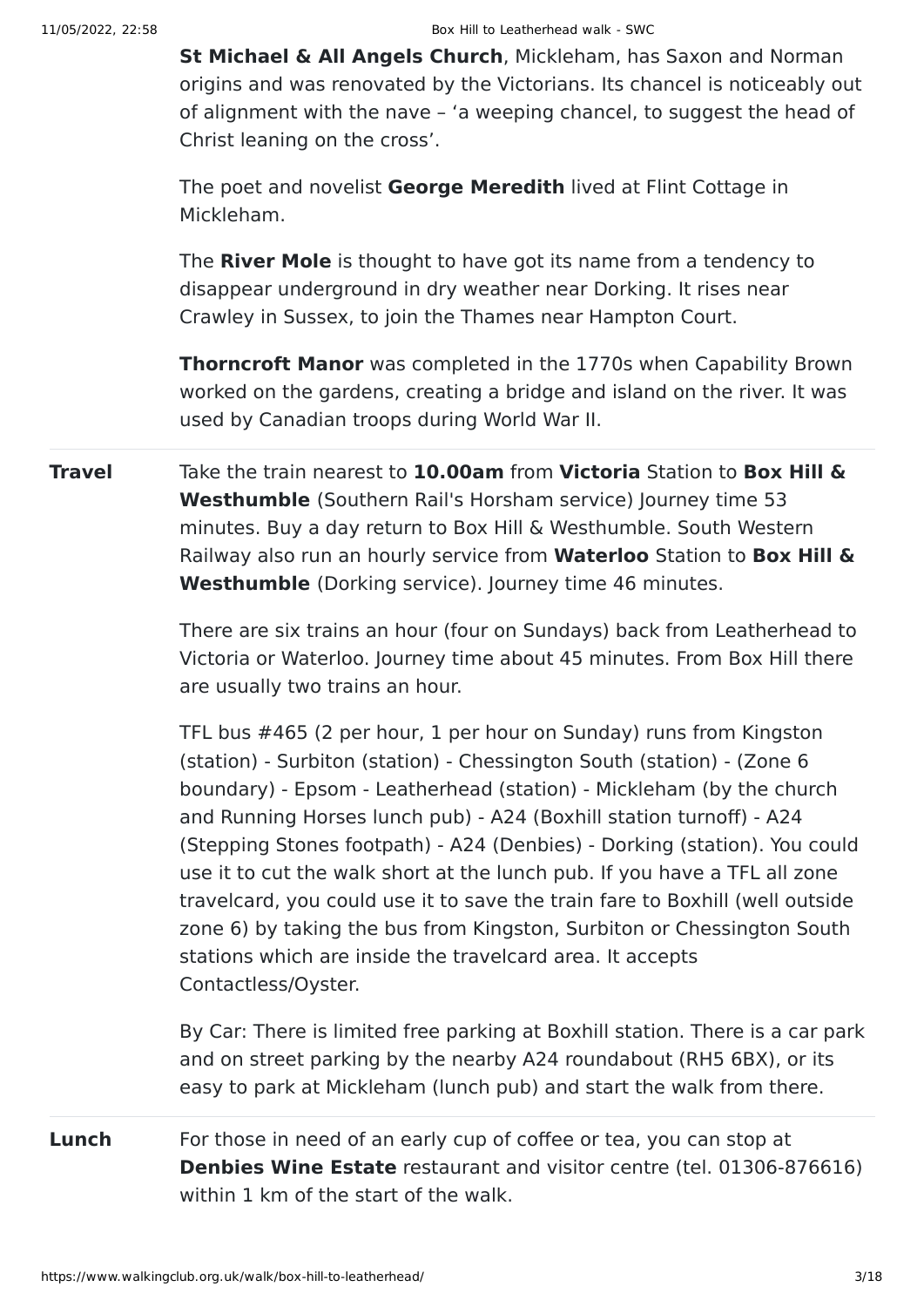**St Michael & All Angels Church**, Mickleham, has Saxon and Norman origins and was renovated by the Victorians. Its chancel is noticeably out of alignment with the nave – 'a weeping chancel, to suggest the head of Christ leaning on the cross'.

The poet and novelist **George Meredith** lived at Flint Cottage in Mickleham.

The **River Mole** is thought to have got its name from a tendency to disappear underground in dry weather near Dorking. It rises near Crawley in Sussex, to join the Thames near Hampton Court.

**Thorncroft Manor** was completed in the 1770s when Capability Brown worked on the gardens, creating a bridge and island on the river. It was used by Canadian troops during World War II.

**Travel**

Take the train nearest to **10.00am** from **Victoria** Station to **Box Hill & Westhumble** (Southern Rail's Horsham service) Journey time 53 minutes. Buy a day return to Box Hill & Westhumble. South Western Railway also run an hourly service from **Waterloo** Station to **Box Hill & Westhumble** (Dorking service). Journey time 46 minutes.

There are six trains an hour (four on Sundays) back from Leatherhead to Victoria or Waterloo. Journey time about 45 minutes. From Box Hill there are usually two trains an hour.

TFL bus #465 (2 per hour, 1 per hour on Sunday) runs from Kingston (station) - Surbiton (station) - Chessington South (station) - (Zone 6 boundary) - Epsom - Leatherhead (station) - Mickleham (by the church and Running Horses lunch pub) - A24 (Boxhill station turnoff) - A24 (Stepping Stones footpath) - A24 (Denbies) - Dorking (station). You could use it to cut the walk short at the lunch pub. If you have a TFL all zone travelcard, you could use it to save the train fare to Boxhill (well outside zone 6) by taking the bus from Kingston, Surbiton or Chessington South stations which are inside the travelcard area. It accepts Contactless/Oyster.

By Car: There is limited free parking at Boxhill station. There is a car park and on street parking by the nearby A24 roundabout (RH5 6BX), or its easy to park at Mickleham (lunch pub) and start the walk from there.

**Lunch**

For those in need of an early cup of coffee or tea, you can stop at **Denbies Wine Estate** restaurant and visitor centre (tel. 01306-876616) within 1 km of the start of the walk.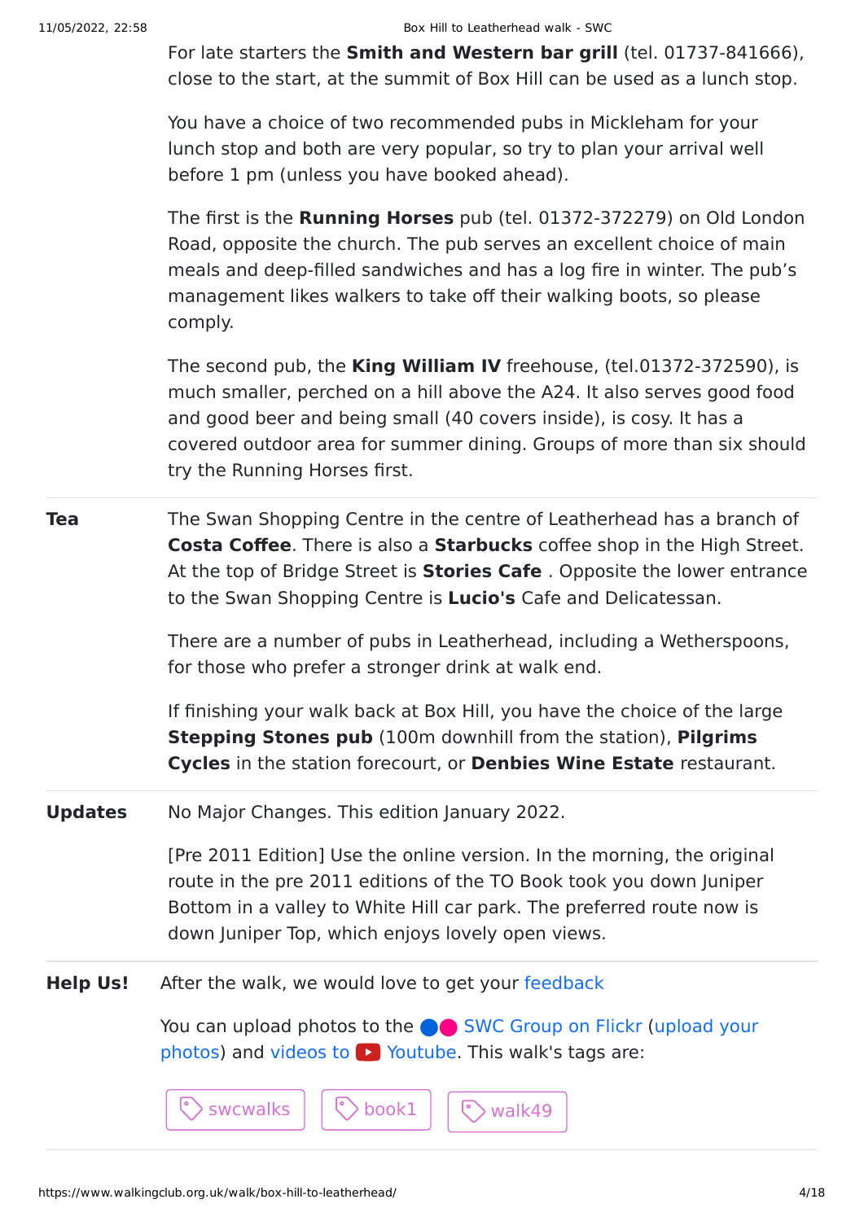For late starters the **Smith and Western bar grill** (tel. 01737-841666), close to the start, at the summit of Box Hill can be used as a lunch stop.

You have a choice of two recommended pubs in Mickleham for your lunch stop and both are very popular, so try to plan your arrival well before 1 pm (unless you have booked ahead).

The first is the **Running Horses** pub (tel. 01372-372279) on Old London Road, opposite the church. The pub serves an excellent choice of main meals and deep-filled sandwiches and has a log fire in winter. The pub's management likes walkers to take off their walking boots, so please comply.

The second pub, the **King William IV** freehouse, (tel.01372-372590), is much smaller, perched on a hill above the A24. It also serves good food and good beer and being small (40 covers inside), is cosy. It has a covered outdoor area for summer dining. Groups of more than six should try the Running Horses first.

**Tea**

The Swan Shopping Centre in the centre of Leatherhead has a branch of **Costa Coffee**. There is also a **Starbucks** coffee shop in the High Street. At the top of Bridge Street is **Stories Cafe** . Opposite the lower entrance to the Swan Shopping Centre is **Lucio's** Cafe and Delicatessan.

There are a number of pubs in Leatherhead, including a Wetherspoons, for those who prefer a stronger drink at walk end.

If finishing your walk back at Box Hill, you have the choice of the large **Stepping Stones pub** (100m downhill from the station), **Pilgrims Cycles** in the station forecourt, or **Denbies Wine Estate** restaurant.

**Updates**

No Major Changes. This edition January 2022.

[Pre 2011 Edition] Use the online version. In the morning, the original route in the pre 2011 editions of the TO Book took you down Juniper Bottom in a valley to White Hill car park. The preferred route now is down Juniper Top, which enjoys lovely open views.

**Help Us!**

After the walk, we would love to get your feedback

You can upload photos to the SWC Group on Flickr (upload your photos) and videos to Youtube. This walk's tags are:

swcwalks book1 walk49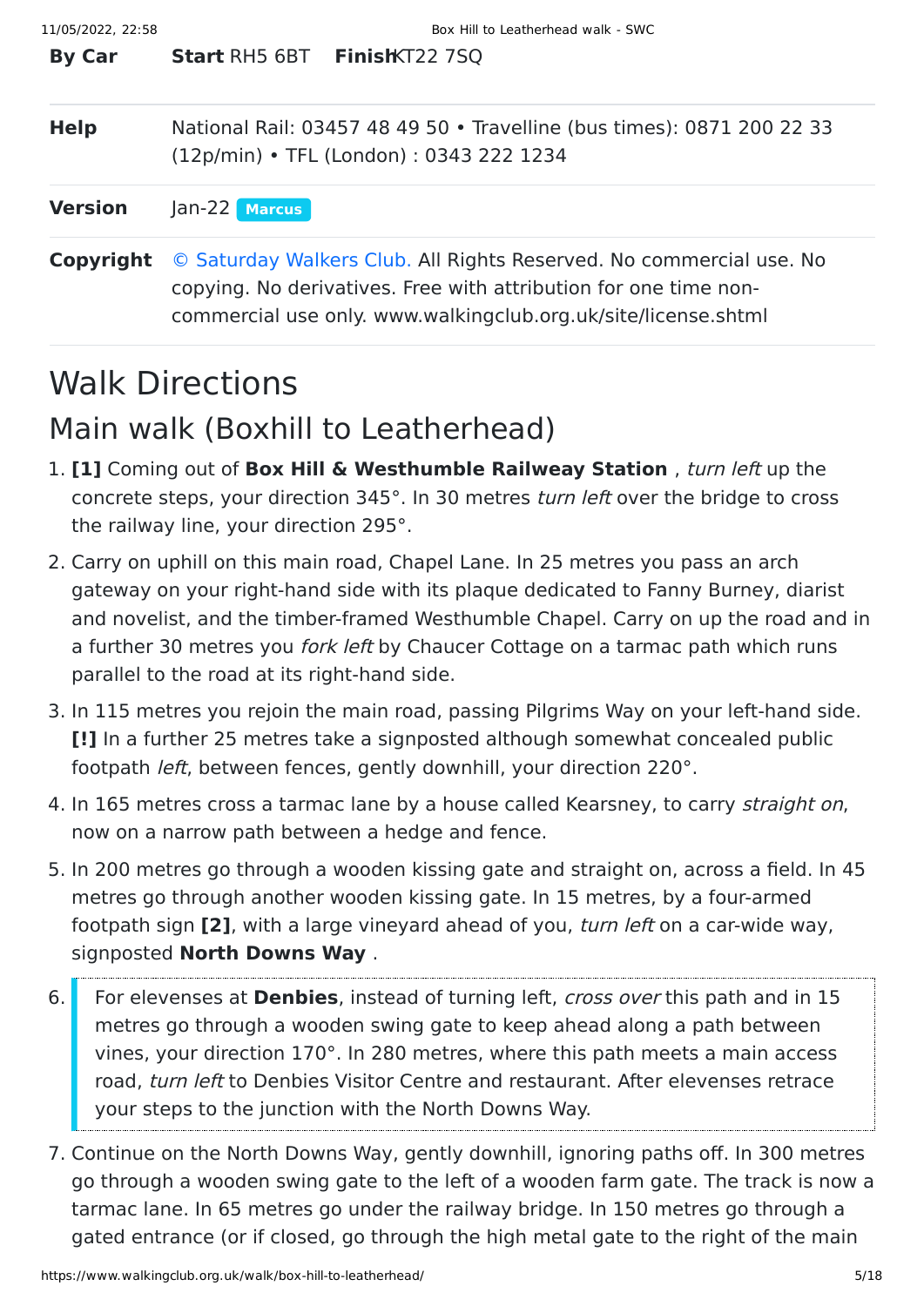| | |
|---|---|
| **By Car** | **Start** RH5 6BT **Finish** KT22 7SQ |
| **Help** | National Rail: 03457 48 49 50 • Travelline (bus times): 0871 200 22 33 (12p/min) • TFL (London) : 0343 222 1234 |
| **Version** | Jan-22 **Marcus** |
| **Copyright** | © Saturday Walkers Club. All Rights Reserved. No commercial use. No copying. No derivatives. Free with attribution for one time non-commercial use only. www.walkingclub.org.uk/site/license.shtml |

# Walk Directions

## Main walk (Boxhill to Leatherhead)

1. **[1]** Coming out of **Box Hill & Westhumble Railweay Station** , *turn left* up the concrete steps, your direction 345°. In 30 metres *turn left* over the bridge to cross the railway line, your direction 295°.
2. Carry on uphill on this main road, Chapel Lane. In 25 metres you pass an arch gateway on your right-hand side with its plaque dedicated to Fanny Burney, diarist and novelist, and the timber-framed Westhumble Chapel. Carry on up the road and in a further 30 metres you *fork left* by Chaucer Cottage on a tarmac path which runs parallel to the road at its right-hand side.
3. In 115 metres you rejoin the main road, passing Pilgrims Way on your left-hand side. **[!]** In a further 25 metres take a signposted although somewhat concealed public footpath *left*, between fences, gently downhill, your direction 220°.
4. In 165 metres cross a tarmac lane by a house called Kearsney, to carry *straight on*, now on a narrow path between a hedge and fence.
5. In 200 metres go through a wooden kissing gate and straight on, across a field. In 45 metres go through another wooden kissing gate. In 15 metres, by a four-armed footpath sign **[2]**, with a large vineyard ahead of you, *turn left* on a car-wide way, signposted **North Downs Way** .
6. For elevenses at **Denbies**, instead of turning left, *cross over* this path and in 15 metres go through a wooden swing gate to keep ahead along a path between vines, your direction 170°. In 280 metres, where this path meets a main access road, *turn left* to Denbies Visitor Centre and restaurant. After elevenses retrace your steps to the junction with the North Downs Way.
7. Continue on the North Downs Way, gently downhill, ignoring paths off. In 300 metres go through a wooden swing gate to the left of a wooden farm gate. The track is now a tarmac lane. In 65 metres go under the railway bridge. In 150 metres go through a gated entrance (or if closed, go through the high metal gate to the right of the main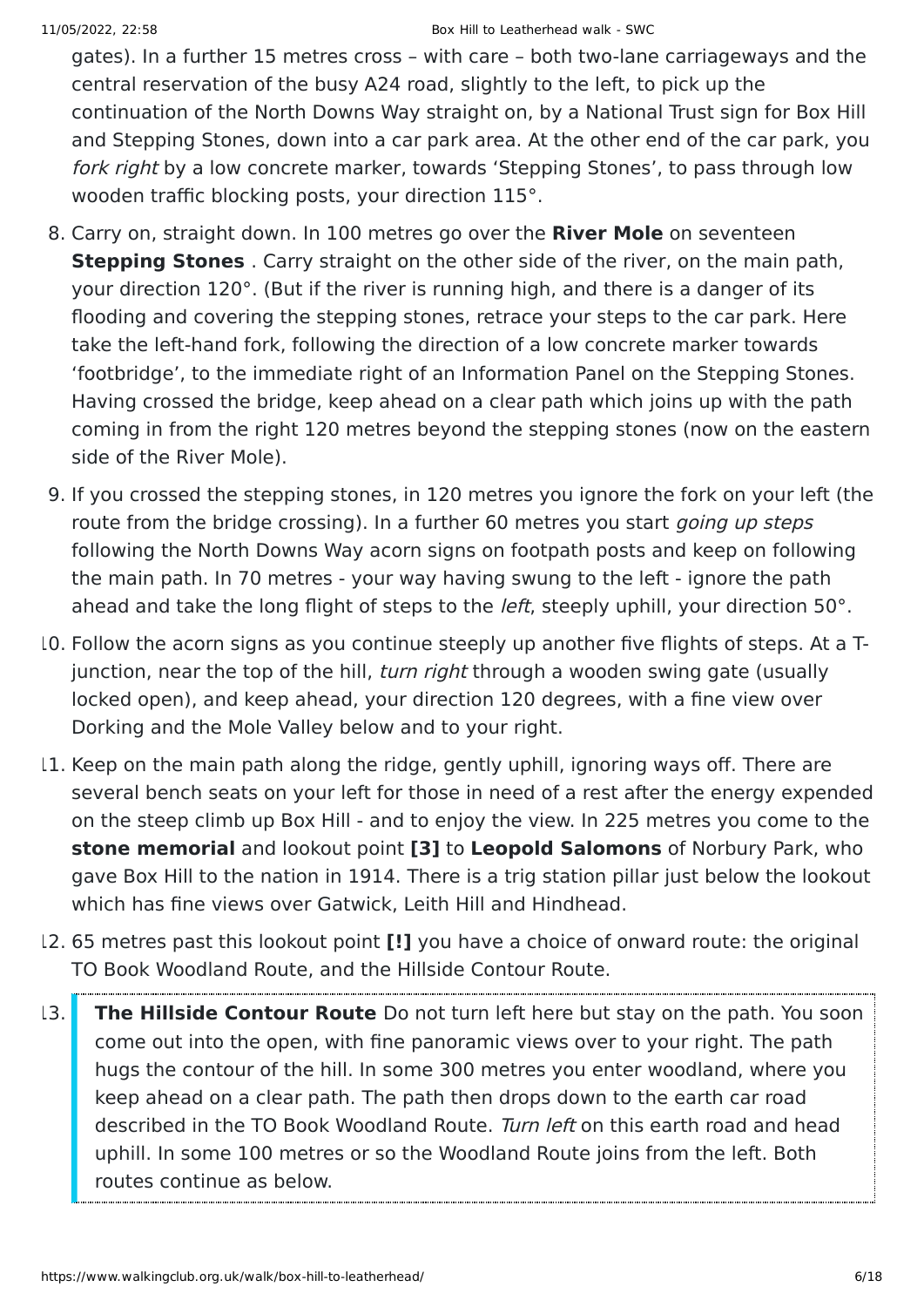gates). In a further 15 metres cross – with care – both two-lane carriageways and the central reservation of the busy A24 road, slightly to the left, to pick up the continuation of the North Downs Way straight on, by a National Trust sign for Box Hill and Stepping Stones, down into a car park area. At the other end of the car park, you *fork right* by a low concrete marker, towards 'Stepping Stones', to pass through low wooden traffic blocking posts, your direction 115°.

8. Carry on, straight down. In 100 metres go over the **River Mole** on seventeen **Stepping Stones** . Carry straight on the other side of the river, on the main path, your direction 120°. (But if the river is running high, and there is a danger of its flooding and covering the stepping stones, retrace your steps to the car park. Here take the left-hand fork, following the direction of a low concrete marker towards 'footbridge', to the immediate right of an Information Panel on the Stepping Stones. Having crossed the bridge, keep ahead on a clear path which joins up with the path coming in from the right 120 metres beyond the stepping stones (now on the eastern side of the River Mole).
9. If you crossed the stepping stones, in 120 metres you ignore the fork on your left (the route from the bridge crossing). In a further 60 metres you start *going up steps* following the North Downs Way acorn signs on footpath posts and keep on following the main path. In 70 metres - your way having swung to the left - ignore the path ahead and take the long flight of steps to the *left*, steeply uphill, your direction 50°.
10. Follow the acorn signs as you continue steeply up another five flights of steps. At a T-junction, near the top of the hill, *turn right* through a wooden swing gate (usually locked open), and keep ahead, your direction 120 degrees, with a fine view over Dorking and the Mole Valley below and to your right.
11. Keep on the main path along the ridge, gently uphill, ignoring ways off. There are several bench seats on your left for those in need of a rest after the energy expended on the steep climb up Box Hill - and to enjoy the view. In 225 metres you come to the **stone memorial** and lookout point **[3]** to **Leopold Salomons** of Norbury Park, who gave Box Hill to the nation in 1914. There is a trig station pillar just below the lookout which has fine views over Gatwick, Leith Hill and Hindhead.
12. 65 metres past this lookout point **[!]** you have a choice of onward route: the original TO Book Woodland Route, and the Hillside Contour Route.
13. **The Hillside Contour Route** Do not turn left here but stay on the path. You soon come out into the open, with fine panoramic views over to your right. The path hugs the contour of the hill. In some 300 metres you enter woodland, where you keep ahead on a clear path. The path then drops down to the earth car road described in the TO Book Woodland Route. *Turn left* on this earth road and head uphill. In some 100 metres or so the Woodland Route joins from the left. Both routes continue as below.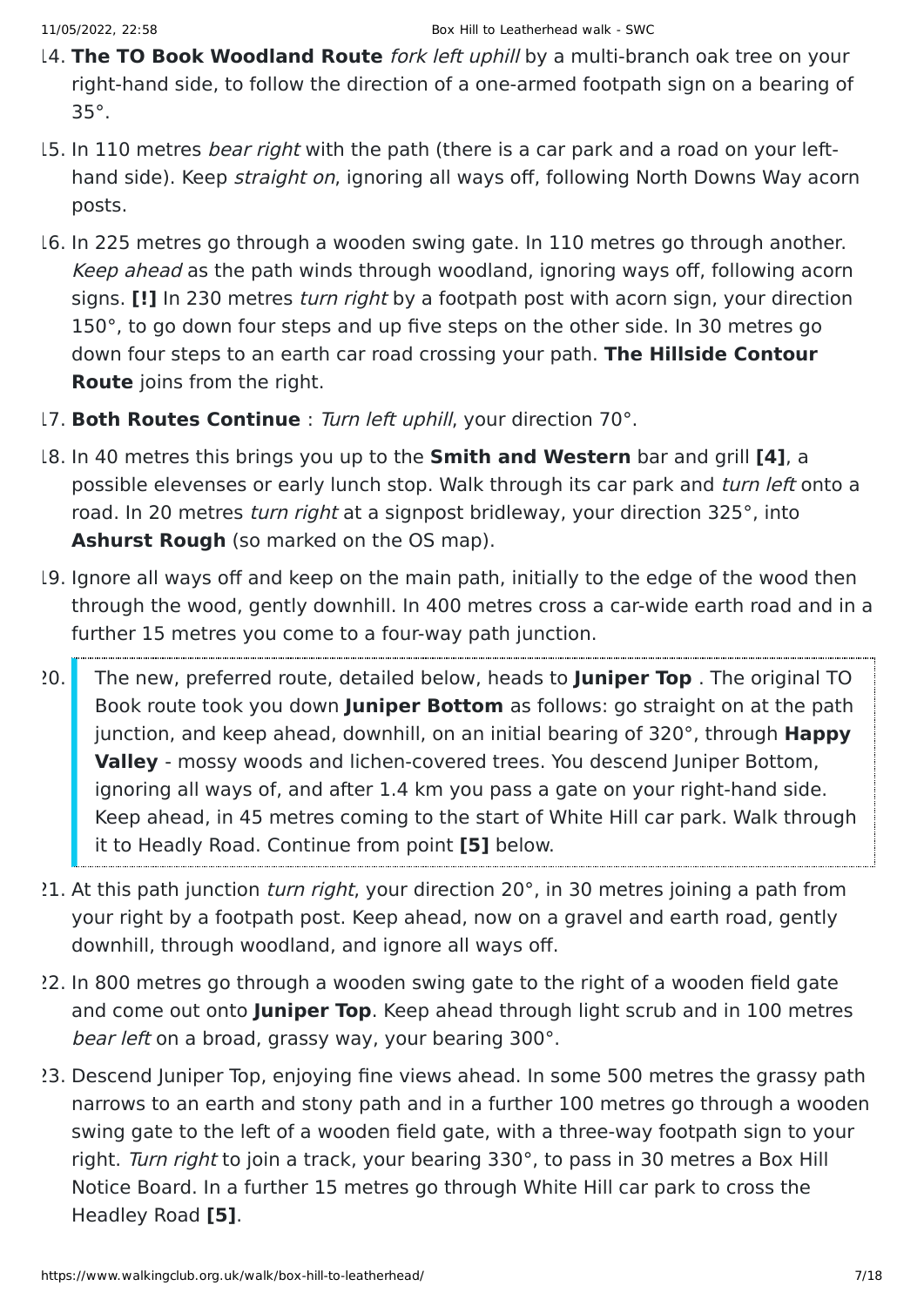14. **The TO Book Woodland Route** *fork left uphill* by a multi-branch oak tree on your right-hand side, to follow the direction of a one-armed footpath sign on a bearing of 35°.
15. In 110 metres *bear right* with the path (there is a car park and a road on your left-hand side). Keep *straight on*, ignoring all ways off, following North Downs Way acorn posts.
16. In 225 metres go through a wooden swing gate. In 110 metres go through another. *Keep ahead* as the path winds through woodland, ignoring ways off, following acorn signs. **[!]** In 230 metres *turn right* by a footpath post with acorn sign, your direction 150°, to go down four steps and up five steps on the other side. In 30 metres go down four steps to an earth car road crossing your path. **The Hillside Contour Route** joins from the right.
17. **Both Routes Continue** : *Turn left uphill*, your direction 70°.
18. In 40 metres this brings you up to the **Smith and Western** bar and grill **[4]**, a possible elevenses or early lunch stop. Walk through its car park and *turn left* onto a road. In 20 metres *turn right* at a signpost bridleway, your direction 325°, into **Ashurst Rough** (so marked on the OS map).
19. Ignore all ways off and keep on the main path, initially to the edge of the wood then through the wood, gently downhill. In 400 metres cross a car-wide earth road and in a further 15 metres you come to a four-way path junction.
20. The new, preferred route, detailed below, heads to **Juniper Top** . The original TO Book route took you down **Juniper Bottom** as follows: go straight on at the path junction, and keep ahead, downhill, on an initial bearing of 320°, through **Happy Valley** - mossy woods and lichen-covered trees. You descend Juniper Bottom, ignoring all ways of, and after 1.4 km you pass a gate on your right-hand side. Keep ahead, in 45 metres coming to the start of White Hill car park. Walk through it to Headly Road. Continue from point **[5]** below.
21. At this path junction *turn right*, your direction 20°, in 30 metres joining a path from your right by a footpath post. Keep ahead, now on a gravel and earth road, gently downhill, through woodland, and ignore all ways off.
22. In 800 metres go through a wooden swing gate to the right of a wooden field gate and come out onto **Juniper Top**. Keep ahead through light scrub and in 100 metres *bear left* on a broad, grassy way, your bearing 300°.
23. Descend Juniper Top, enjoying fine views ahead. In some 500 metres the grassy path narrows to an earth and stony path and in a further 100 metres go through a wooden swing gate to the left of a wooden field gate, with a three-way footpath sign to your right. *Turn right* to join a track, your bearing 330°, to pass in 30 metres a Box Hill Notice Board. In a further 15 metres go through White Hill car park to cross the Headley Road **[5]**.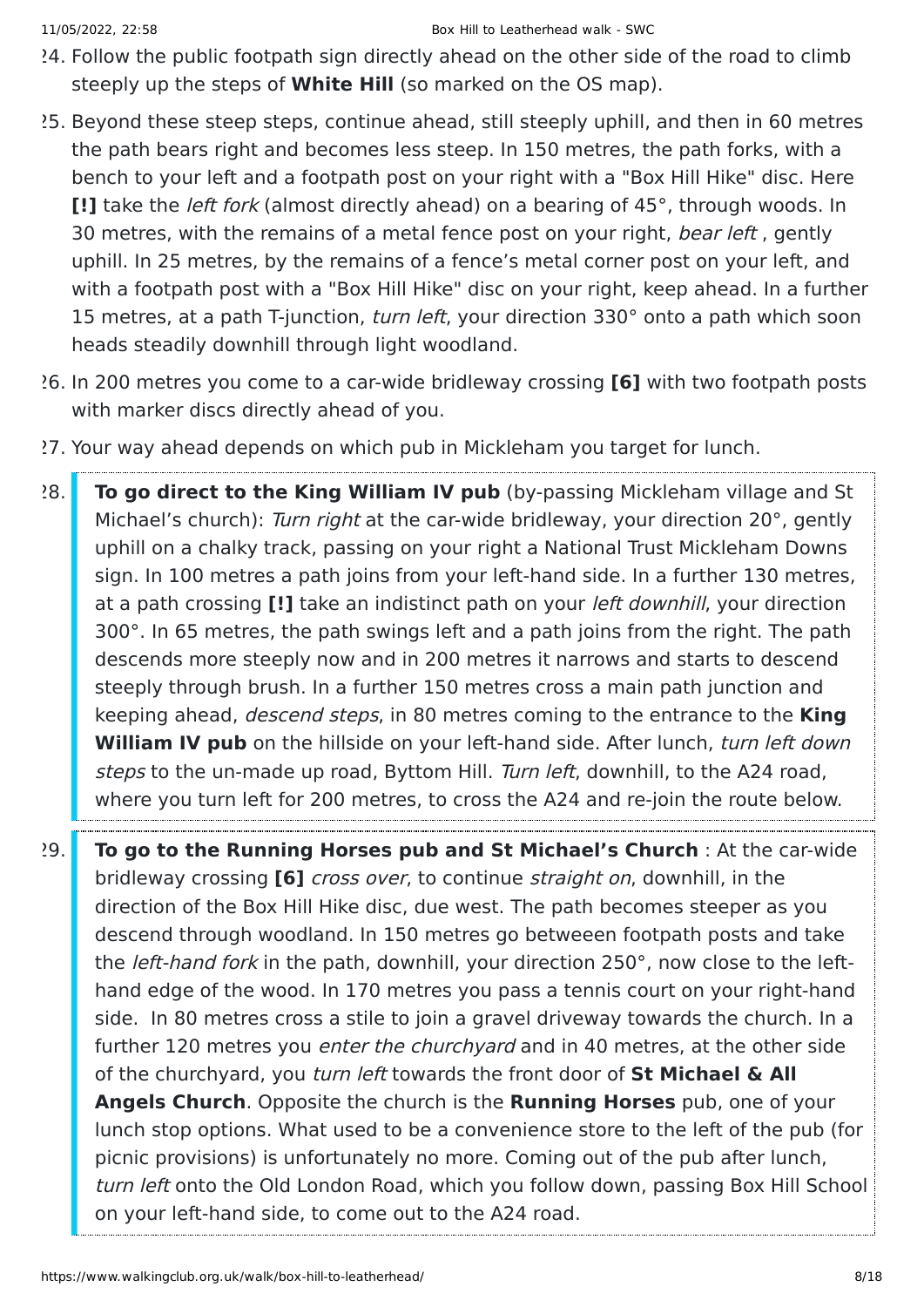24. Follow the public footpath sign directly ahead on the other side of the road to climb steeply up the steps of **White Hill** (so marked on the OS map).
25. Beyond these steep steps, continue ahead, still steeply uphill, and then in 60 metres the path bears right and becomes less steep. In 150 metres, the path forks, with a bench to your left and a footpath post on your right with a "Box Hill Hike" disc. Here **[!]** take the *left fork* (almost directly ahead) on a bearing of 45°, through woods. In 30 metres, with the remains of a metal fence post on your right, *bear left* , gently uphill. In 25 metres, by the remains of a fence's metal corner post on your left, and with a footpath post with a "Box Hill Hike" disc on your right, keep ahead. In a further 15 metres, at a path T-junction, *turn left*, your direction 330° onto a path which soon heads steadily downhill through light woodland.
26. In 200 metres you come to a car-wide bridleway crossing **[6]** with two footpath posts with marker discs directly ahead of you.
27. Your way ahead depends on which pub in Mickleham you target for lunch.
28. **To go direct to the King William IV pub** (by-passing Mickleham village and St Michael's church): *Turn right* at the car-wide bridleway, your direction 20°, gently uphill on a chalky track, passing on your right a National Trust Mickleham Downs sign. In 100 metres a path joins from your left-hand side. In a further 130 metres, at a path crossing **[!]** take an indistinct path on your *left downhill*, your direction 300°. In 65 metres, the path swings left and a path joins from the right. The path descends more steeply now and in 200 metres it narrows and starts to descend steeply through brush. In a further 150 metres cross a main path junction and keeping ahead, *descend steps*, in 80 metres coming to the entrance to the **King William IV pub** on the hillside on your left-hand side. After lunch, *turn left down steps* to the un-made up road, Byttom Hill. *Turn left*, downhill, to the A24 road, where you turn left for 200 metres, to cross the A24 and re-join the route below.
29. **To go to the Running Horses pub and St Michael's Church** : At the car-wide bridleway crossing **[6]** *cross over*, to continue *straight on*, downhill, in the direction of the Box Hill Hike disc, due west. The path becomes steeper as you descend through woodland. In 150 metres go betweeen footpath posts and take the *left-hand fork* in the path, downhill, your direction 250°, now close to the left-hand edge of the wood. In 170 metres you pass a tennis court on your right-hand side. In 80 metres cross a stile to join a gravel driveway towards the church. In a further 120 metres you *enter the churchyard* and in 40 metres, at the other side of the churchyard, you *turn left* towards the front door of **St Michael & All Angels Church**. Opposite the church is the **Running Horses** pub, one of your lunch stop options. What used to be a convenience store to the left of the pub (for picnic provisions) is unfortunately no more. Coming out of the pub after lunch, *turn left* onto the Old London Road, which you follow down, passing Box Hill School on your left-hand side, to come out to the A24 road.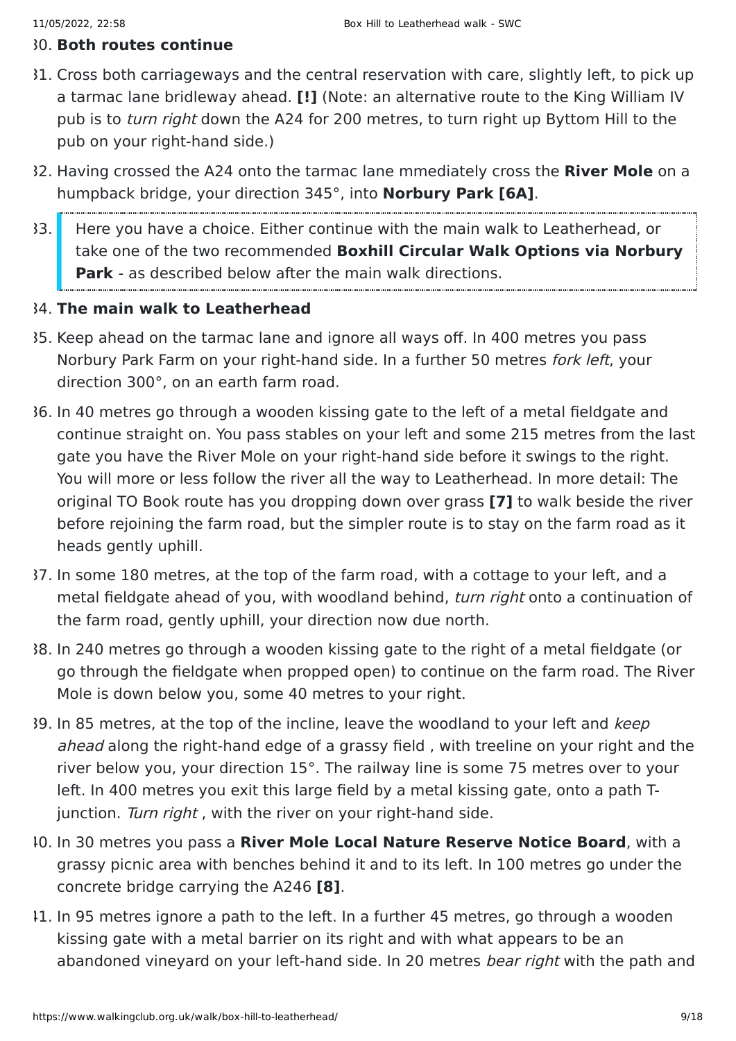30. **Both routes continue**
31. Cross both carriageways and the central reservation with care, slightly left, to pick up a tarmac lane bridleway ahead. **[!]** (Note: an alternative route to the King William IV pub is to *turn right* down the A24 for 200 metres, to turn right up Byttom Hill to the pub on your right-hand side.)
32. Having crossed the A24 onto the tarmac lane mmediately cross the **River Mole** on a humpback bridge, your direction 345°, into **Norbury Park [6A]**.
33. Here you have a choice. Either continue with the main walk to Leatherhead, or take one of the two recommended **Boxhill Circular Walk Options via Norbury Park** - as described below after the main walk directions.
34. **The main walk to Leatherhead**
35. Keep ahead on the tarmac lane and ignore all ways off. In 400 metres you pass Norbury Park Farm on your right-hand side. In a further 50 metres *fork left*, your direction 300°, on an earth farm road.
36. In 40 metres go through a wooden kissing gate to the left of a metal fieldgate and continue straight on. You pass stables on your left and some 215 metres from the last gate you have the River Mole on your right-hand side before it swings to the right. You will more or less follow the river all the way to Leatherhead. In more detail: The original TO Book route has you dropping down over grass **[7]** to walk beside the river before rejoining the farm road, but the simpler route is to stay on the farm road as it heads gently uphill.
37. In some 180 metres, at the top of the farm road, with a cottage to your left, and a metal fieldgate ahead of you, with woodland behind, *turn right* onto a continuation of the farm road, gently uphill, your direction now due north.
38. In 240 metres go through a wooden kissing gate to the right of a metal fieldgate (or go through the fieldgate when propped open) to continue on the farm road. The River Mole is down below you, some 40 metres to your right.
39. In 85 metres, at the top of the incline, leave the woodland to your left and *keep ahead* along the right-hand edge of a grassy field , with treeline on your right and the river below you, your direction 15°. The railway line is some 75 metres over to your left. In 400 metres you exit this large field by a metal kissing gate, onto a path T-junction. *Turn right* , with the river on your right-hand side.
40. In 30 metres you pass a **River Mole Local Nature Reserve Notice Board**, with a grassy picnic area with benches behind it and to its left. In 100 metres go under the concrete bridge carrying the A246 **[8]**.
41. In 95 metres ignore a path to the left. In a further 45 metres, go through a wooden kissing gate with a metal barrier on its right and with what appears to be an abandoned vineyard on your left-hand side. In 20 metres *bear right* with the path and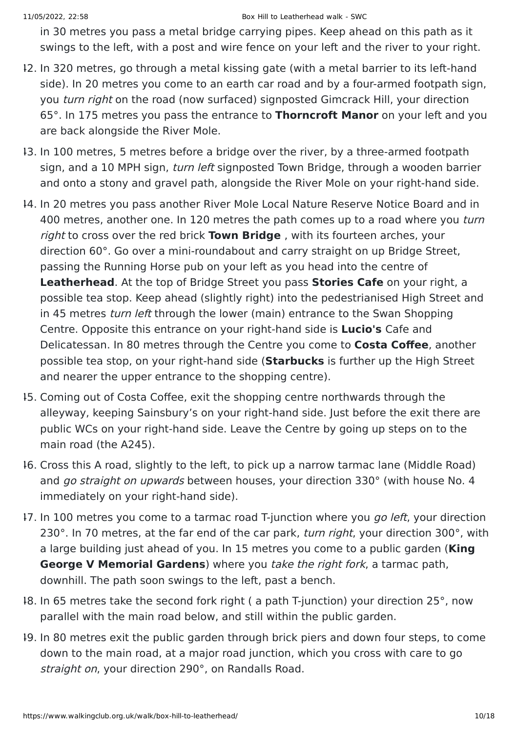in 30 metres you pass a metal bridge carrying pipes. Keep ahead on this path as it swings to the left, with a post and wire fence on your left and the river to your right.

12. In 320 metres, go through a metal kissing gate (with a metal barrier to its left-hand side). In 20 metres you come to an earth car road and by a four-armed footpath sign, you *turn right* on the road (now surfaced) signposted Gimcrack Hill, your direction 65°. In 175 metres you pass the entrance to **Thorncroft Manor** on your left and you are back alongside the River Mole.
13. In 100 metres, 5 metres before a bridge over the river, by a three-armed footpath sign, and a 10 MPH sign, *turn left* signposted Town Bridge, through a wooden barrier and onto a stony and gravel path, alongside the River Mole on your right-hand side.
14. In 20 metres you pass another River Mole Local Nature Reserve Notice Board and in 400 metres, another one. In 120 metres the path comes up to a road where you *turn right* to cross over the red brick **Town Bridge** , with its fourteen arches, your direction 60°. Go over a mini-roundabout and carry straight on up Bridge Street, passing the Running Horse pub on your left as you head into the centre of **Leatherhead**. At the top of Bridge Street you pass **Stories Cafe** on your right, a possible tea stop. Keep ahead (slightly right) into the pedestrianised High Street and in 45 metres *turn left* through the lower (main) entrance to the Swan Shopping Centre. Opposite this entrance on your right-hand side is **Lucio's** Cafe and Delicatessan. In 80 metres through the Centre you come to **Costa Coffee**, another possible tea stop, on your right-hand side (**Starbucks** is further up the High Street and nearer the upper entrance to the shopping centre).
15. Coming out of Costa Coffee, exit the shopping centre northwards through the alleyway, keeping Sainsbury's on your right-hand side. Just before the exit there are public WCs on your right-hand side. Leave the Centre by going up steps on to the main road (the A245).
16. Cross this A road, slightly to the left, to pick up a narrow tarmac lane (Middle Road) and *go straight on upwards* between houses, your direction 330° (with house No. 4 immediately on your right-hand side).
17. In 100 metres you come to a tarmac road T-junction where you *go left*, your direction 230°. In 70 metres, at the far end of the car park, *turn right*, your direction 300°, with a large building just ahead of you. In 15 metres you come to a public garden (**King George V Memorial Gardens**) where you *take the right fork*, a tarmac path, downhill. The path soon swings to the left, past a bench.
18. In 65 metres take the second fork right ( a path T-junction) your direction 25°, now parallel with the main road below, and still within the public garden.
19. In 80 metres exit the public garden through brick piers and down four steps, to come down to the main road, at a major road junction, which you cross with care to go *straight on*, your direction 290°, on Randalls Road.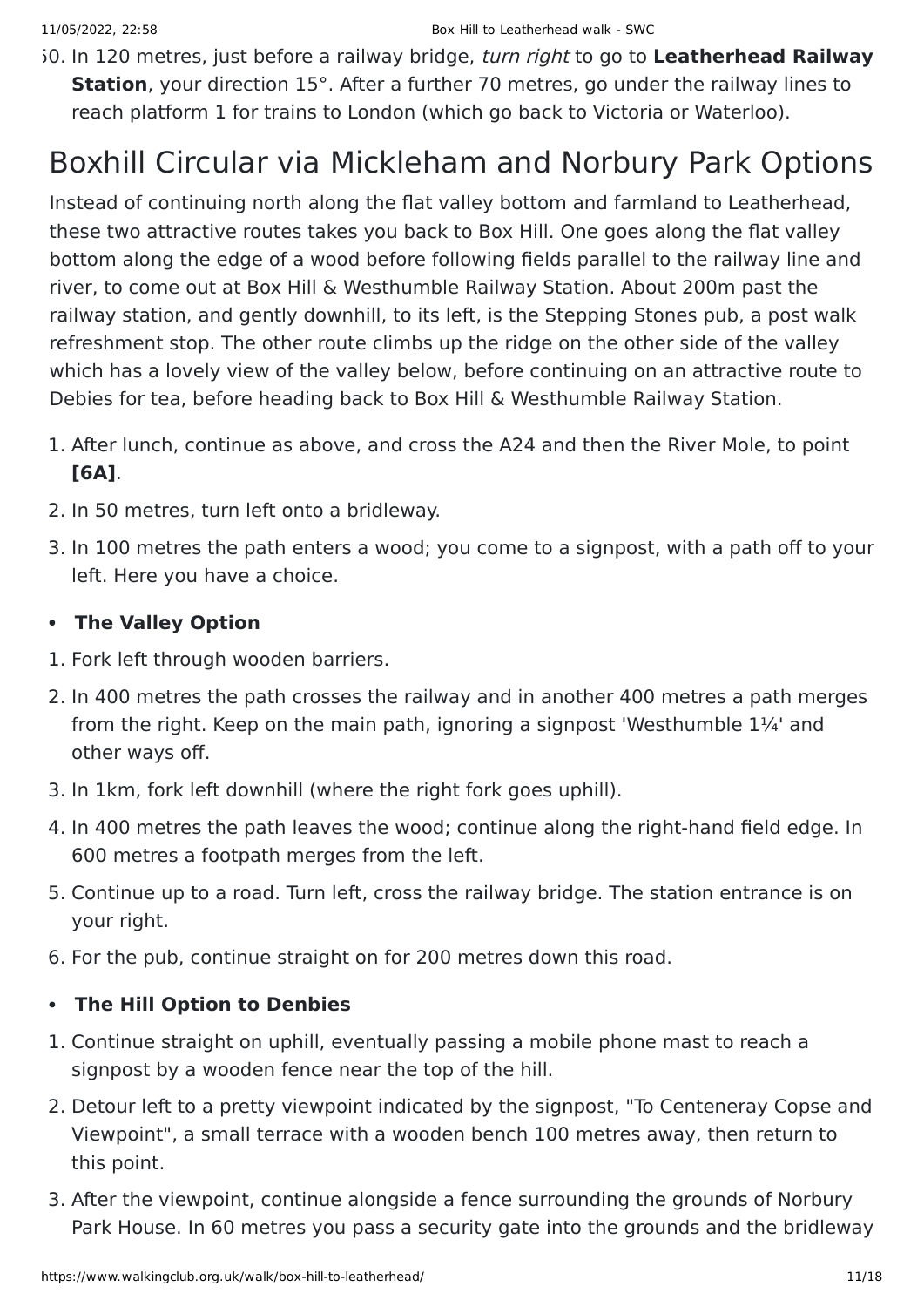50. In 120 metres, just before a railway bridge, *turn right* to go to **Leatherhead Railway Station**, your direction 15°. After a further 70 metres, go under the railway lines to reach platform 1 for trains to London (which go back to Victoria or Waterloo).

# Boxhill Circular via Mickleham and Norbury Park Options

Instead of continuing north along the flat valley bottom and farmland to Leatherhead, these two attractive routes takes you back to Box Hill. One goes along the flat valley bottom along the edge of a wood before following fields parallel to the railway line and river, to come out at Box Hill & Westhumble Railway Station. About 200m past the railway station, and gently downhill, to its left, is the Stepping Stones pub, a post walk refreshment stop. The other route climbs up the ridge on the other side of the valley which has a lovely view of the valley below, before continuing on an attractive route to Debies for tea, before heading back to Box Hill & Westhumble Railway Station.

1. After lunch, continue as above, and cross the A24 and then the River Mole, to point **[6A]**.
2. In 50 metres, turn left onto a bridleway.
3. In 100 metres the path enters a wood; you come to a signpost, with a path off to your left. Here you have a choice.

- **The Valley Option**

1. Fork left through wooden barriers.
2. In 400 metres the path crosses the railway and in another 400 metres a path merges from the right. Keep on the main path, ignoring a signpost 'Westhumble 1¼' and other ways off.
3. In 1km, fork left downhill (where the right fork goes uphill).
4. In 400 metres the path leaves the wood; continue along the right-hand field edge. In 600 metres a footpath merges from the left.
5. Continue up to a road. Turn left, cross the railway bridge. The station entrance is on your right.
6. For the pub, continue straight on for 200 metres down this road.

- **The Hill Option to Denbies**

1. Continue straight on uphill, eventually passing a mobile phone mast to reach a signpost by a wooden fence near the top of the hill.
2. Detour left to a pretty viewpoint indicated by the signpost, "To Centeneray Copse and Viewpoint", a small terrace with a wooden bench 100 metres away, then return to this point.
3. After the viewpoint, continue alongside a fence surrounding the grounds of Norbury Park House. In 60 metres you pass a security gate into the grounds and the bridleway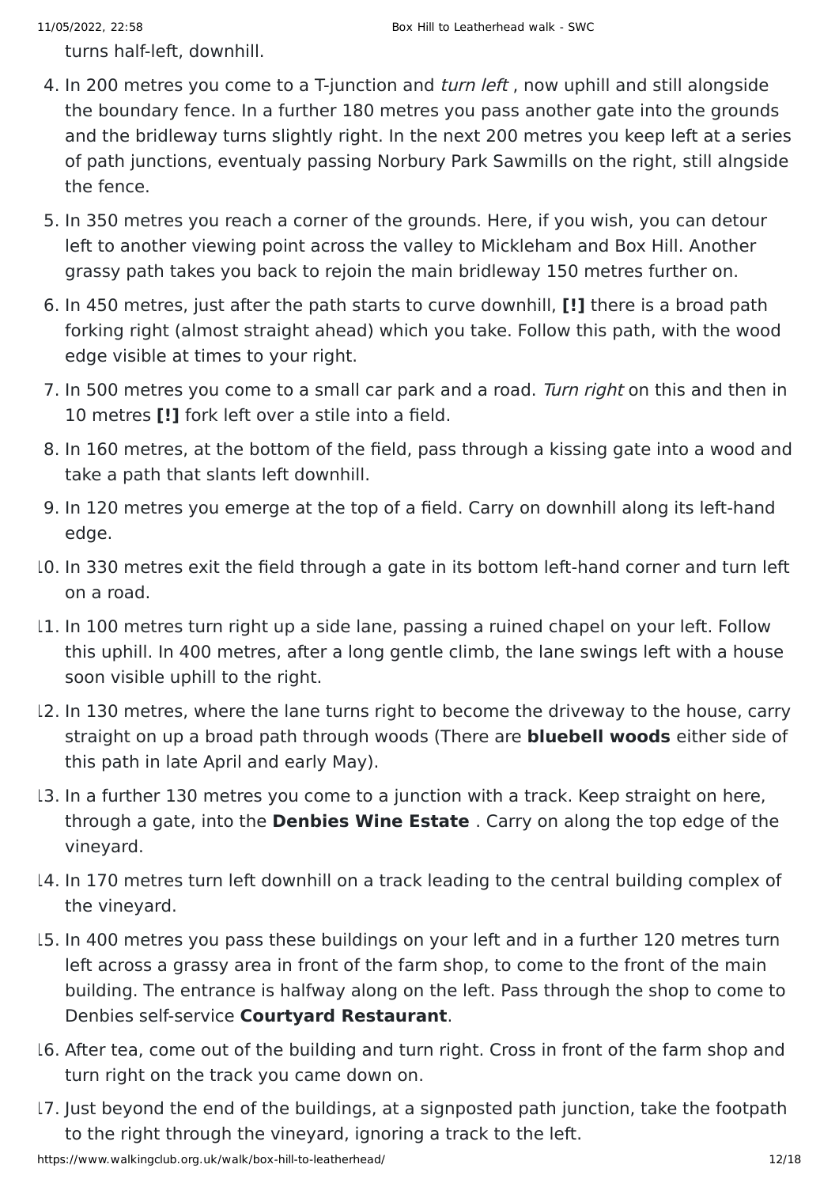turns half-left, downhill.

4. In 200 metres you come to a T-junction and *turn left* , now uphill and still alongside the boundary fence. In a further 180 metres you pass another gate into the grounds and the bridleway turns slightly right. In the next 200 metres you keep left at a series of path junctions, eventualy passing Norbury Park Sawmills on the right, still alngside the fence.
5. In 350 metres you reach a corner of the grounds. Here, if you wish, you can detour left to another viewing point across the valley to Mickleham and Box Hill. Another grassy path takes you back to rejoin the main bridleway 150 metres further on.
6. In 450 metres, just after the path starts to curve downhill, **[!]** there is a broad path forking right (almost straight ahead) which you take. Follow this path, with the wood edge visible at times to your right.
7. In 500 metres you come to a small car park and a road. *Turn right* on this and then in 10 metres **[!]** fork left over a stile into a field.
8. In 160 metres, at the bottom of the field, pass through a kissing gate into a wood and take a path that slants left downhill.
9. In 120 metres you emerge at the top of a field. Carry on downhill along its left-hand edge.
10. In 330 metres exit the field through a gate in its bottom left-hand corner and turn left on a road.
11. In 100 metres turn right up a side lane, passing a ruined chapel on your left. Follow this uphill. In 400 metres, after a long gentle climb, the lane swings left with a house soon visible uphill to the right.
12. In 130 metres, where the lane turns right to become the driveway to the house, carry straight on up a broad path through woods (There are **bluebell woods** either side of this path in late April and early May).
13. In a further 130 metres you come to a junction with a track. Keep straight on here, through a gate, into the **Denbies Wine Estate** . Carry on along the top edge of the vineyard.
14. In 170 metres turn left downhill on a track leading to the central building complex of the vineyard.
15. In 400 metres you pass these buildings on your left and in a further 120 metres turn left across a grassy area in front of the farm shop, to come to the front of the main building. The entrance is halfway along on the left. Pass through the shop to come to Denbies self-service **Courtyard Restaurant**.
16. After tea, come out of the building and turn right. Cross in front of the farm shop and turn right on the track you came down on.
17. Just beyond the end of the buildings, at a signposted path junction, take the footpath to the right through the vineyard, ignoring a track to the left.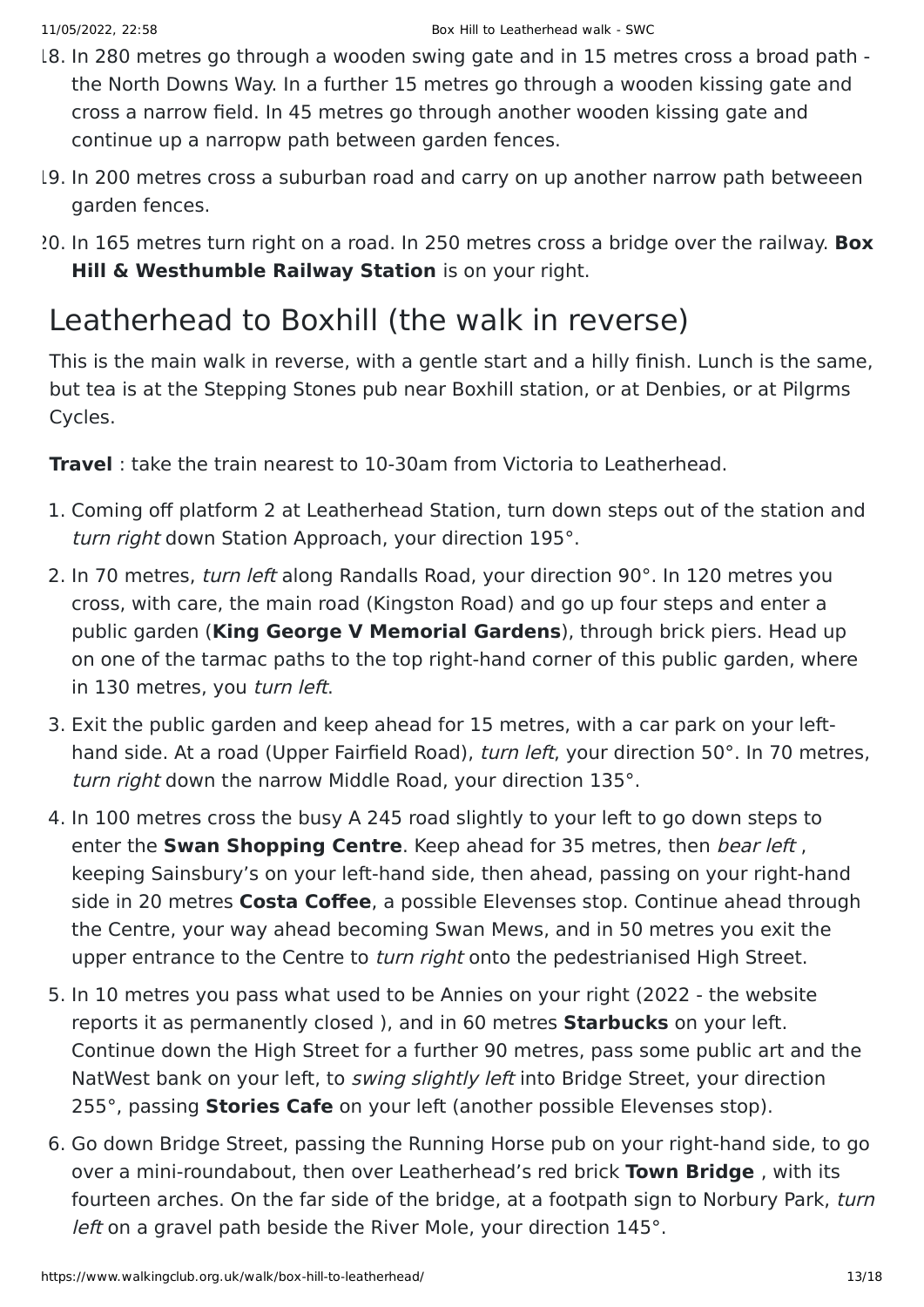18. In 280 metres go through a wooden swing gate and in 15 metres cross a broad path - the North Downs Way. In a further 15 metres go through a wooden kissing gate and cross a narrow field. In 45 metres go through another wooden kissing gate and continue up a narropw path between garden fences.
19. In 200 metres cross a suburban road and carry on up another narrow path betweeen garden fences.
20. In 165 metres turn right on a road. In 250 metres cross a bridge over the railway. **Box Hill & Westhumble Railway Station** is on your right.

## Leatherhead to Boxhill (the walk in reverse)

This is the main walk in reverse, with a gentle start and a hilly finish. Lunch is the same, but tea is at the Stepping Stones pub near Boxhill station, or at Denbies, or at Pilgrms Cycles.

**Travel** : take the train nearest to 10-30am from Victoria to Leatherhead.

1. Coming off platform 2 at Leatherhead Station, turn down steps out of the station and *turn right* down Station Approach, your direction 195°.
2. In 70 metres, *turn left* along Randalls Road, your direction 90°. In 120 metres you cross, with care, the main road (Kingston Road) and go up four steps and enter a public garden (**King George V Memorial Gardens**), through brick piers. Head up on one of the tarmac paths to the top right-hand corner of this public garden, where in 130 metres, you *turn left*.
3. Exit the public garden and keep ahead for 15 metres, with a car park on your left-hand side. At a road (Upper Fairfield Road), *turn left*, your direction 50°. In 70 metres, *turn right* down the narrow Middle Road, your direction 135°.
4. In 100 metres cross the busy A 245 road slightly to your left to go down steps to enter the **Swan Shopping Centre**. Keep ahead for 35 metres, then *bear left* , keeping Sainsbury's on your left-hand side, then ahead, passing on your right-hand side in 20 metres **Costa Coffee**, a possible Elevenses stop. Continue ahead through the Centre, your way ahead becoming Swan Mews, and in 50 metres you exit the upper entrance to the Centre to *turn right* onto the pedestrianised High Street.
5. In 10 metres you pass what used to be Annies on your right (2022 - the website reports it as permanently closed ), and in 60 metres **Starbucks** on your left. Continue down the High Street for a further 90 metres, pass some public art and the NatWest bank on your left, to *swing slightly left* into Bridge Street, your direction 255°, passing **Stories Cafe** on your left (another possible Elevenses stop).
6. Go down Bridge Street, passing the Running Horse pub on your right-hand side, to go over a mini-roundabout, then over Leatherhead's red brick **Town Bridge** , with its fourteen arches. On the far side of the bridge, at a footpath sign to Norbury Park, *turn left* on a gravel path beside the River Mole, your direction 145°.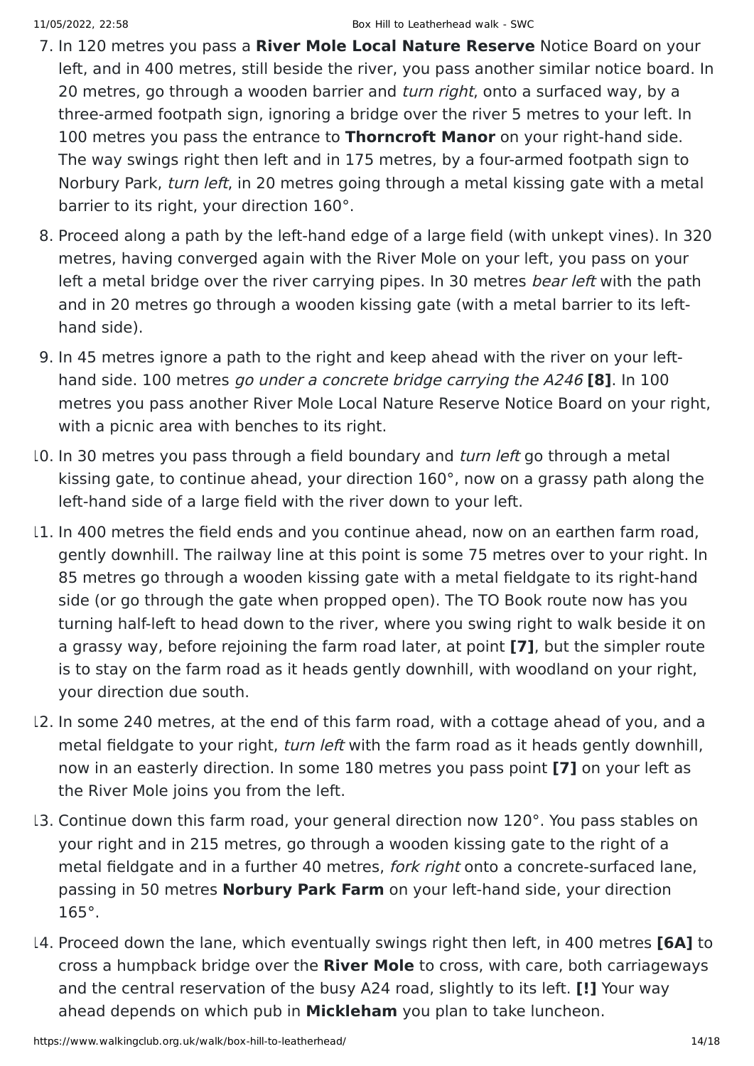7. In 120 metres you pass a **River Mole Local Nature Reserve** Notice Board on your left, and in 400 metres, still beside the river, you pass another similar notice board. In 20 metres, go through a wooden barrier and *turn right*, onto a surfaced way, by a three-armed footpath sign, ignoring a bridge over the river 5 metres to your left. In 100 metres you pass the entrance to **Thorncroft Manor** on your right-hand side. The way swings right then left and in 175 metres, by a four-armed footpath sign to Norbury Park, *turn left*, in 20 metres going through a metal kissing gate with a metal barrier to its right, your direction 160°.
8. Proceed along a path by the left-hand edge of a large field (with unkept vines). In 320 metres, having converged again with the River Mole on your left, you pass on your left a metal bridge over the river carrying pipes. In 30 metres *bear left* with the path and in 20 metres go through a wooden kissing gate (with a metal barrier to its left-hand side).
9. In 45 metres ignore a path to the right and keep ahead with the river on your left-hand side. 100 metres *go under a concrete bridge carrying the A246* **[8]**. In 100 metres you pass another River Mole Local Nature Reserve Notice Board on your right, with a picnic area with benches to its right.
10. In 30 metres you pass through a field boundary and *turn left* go through a metal kissing gate, to continue ahead, your direction 160°, now on a grassy path along the left-hand side of a large field with the river down to your left.
11. In 400 metres the field ends and you continue ahead, now on an earthen farm road, gently downhill. The railway line at this point is some 75 metres over to your right. In 85 metres go through a wooden kissing gate with a metal fieldgate to its right-hand side (or go through the gate when propped open). The TO Book route now has you turning half-left to head down to the river, where you swing right to walk beside it on a grassy way, before rejoining the farm road later, at point **[7]**, but the simpler route is to stay on the farm road as it heads gently downhill, with woodland on your right, your direction due south.
12. In some 240 metres, at the end of this farm road, with a cottage ahead of you, and a metal fieldgate to your right, *turn left* with the farm road as it heads gently downhill, now in an easterly direction. In some 180 metres you pass point **[7]** on your left as the River Mole joins you from the left.
13. Continue down this farm road, your general direction now 120°. You pass stables on your right and in 215 metres, go through a wooden kissing gate to the right of a metal fieldgate and in a further 40 metres, *fork right* onto a concrete-surfaced lane, passing in 50 metres **Norbury Park Farm** on your left-hand side, your direction 165°.
14. Proceed down the lane, which eventually swings right then left, in 400 metres **[6A]** to cross a humpback bridge over the **River Mole** to cross, with care, both carriageways and the central reservation of the busy A24 road, slightly to its left. **[!]** Your way ahead depends on which pub in **Mickleham** you plan to take luncheon.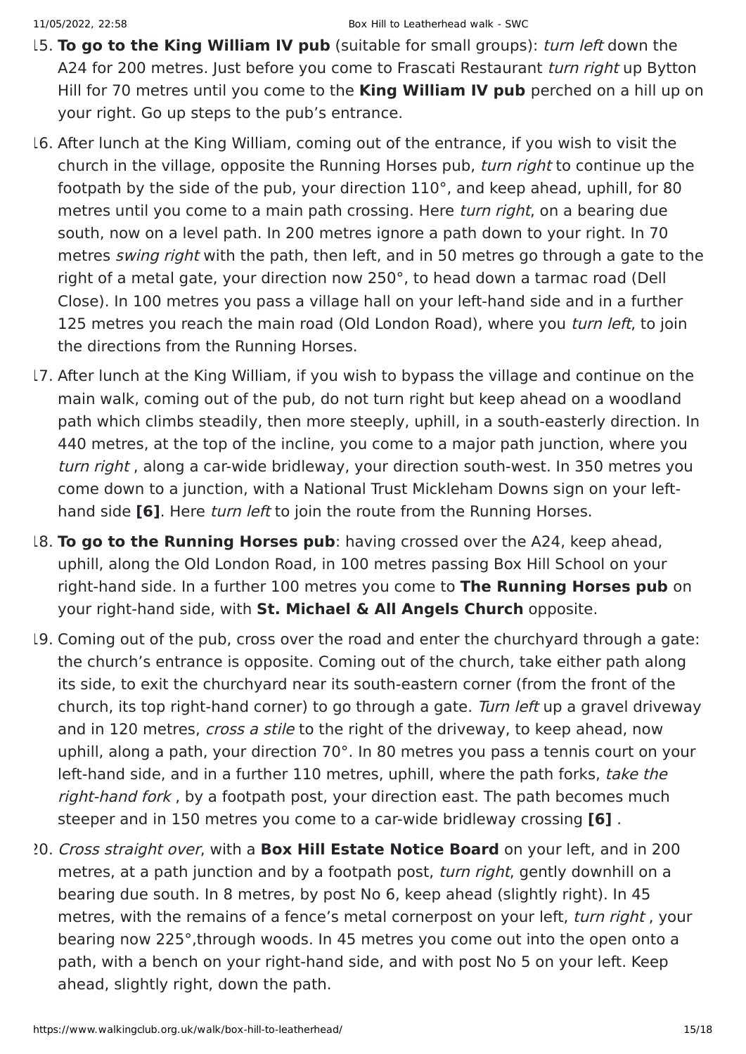15. **To go to the King William IV pub** (suitable for small groups): *turn left* down the A24 for 200 metres. Just before you come to Frascati Restaurant *turn right* up Bytton Hill for 70 metres until you come to the **King William IV pub** perched on a hill up on your right. Go up steps to the pub's entrance.
16. After lunch at the King William, coming out of the entrance, if you wish to visit the church in the village, opposite the Running Horses pub, *turn right* to continue up the footpath by the side of the pub, your direction 110°, and keep ahead, uphill, for 80 metres until you come to a main path crossing. Here *turn right*, on a bearing due south, now on a level path. In 200 metres ignore a path down to your right. In 70 metres *swing right* with the path, then left, and in 50 metres go through a gate to the right of a metal gate, your direction now 250°, to head down a tarmac road (Dell Close). In 100 metres you pass a village hall on your left-hand side and in a further 125 metres you reach the main road (Old London Road), where you *turn left*, to join the directions from the Running Horses.
17. After lunch at the King William, if you wish to bypass the village and continue on the main walk, coming out of the pub, do not turn right but keep ahead on a woodland path which climbs steadily, then more steeply, uphill, in a south-easterly direction. In 440 metres, at the top of the incline, you come to a major path junction, where you *turn right* , along a car-wide bridleway, your direction south-west. In 350 metres you come down to a junction, with a National Trust Mickleham Downs sign on your left-hand side **[6]**. Here *turn left* to join the route from the Running Horses.
18. **To go to the Running Horses pub**: having crossed over the A24, keep ahead, uphill, along the Old London Road, in 100 metres passing Box Hill School on your right-hand side. In a further 100 metres you come to **The Running Horses pub** on your right-hand side, with **St. Michael & All Angels Church** opposite.
19. Coming out of the pub, cross over the road and enter the churchyard through a gate: the church's entrance is opposite. Coming out of the church, take either path along its side, to exit the churchyard near its south-eastern corner (from the front of the church, its top right-hand corner) to go through a gate. *Turn left* up a gravel driveway and in 120 metres, *cross a stile* to the right of the driveway, to keep ahead, now uphill, along a path, your direction 70°. In 80 metres you pass a tennis court on your left-hand side, and in a further 110 metres, uphill, where the path forks, *take the right-hand fork* , by a footpath post, your direction east. The path becomes much steeper and in 150 metres you come to a car-wide bridleway crossing **[6]** .
20. *Cross straight over*, with a **Box Hill Estate Notice Board** on your left, and in 200 metres, at a path junction and by a footpath post, *turn right*, gently downhill on a bearing due south. In 8 metres, by post No 6, keep ahead (slightly right). In 45 metres, with the remains of a fence's metal cornerpost on your left, *turn right* , your bearing now 225°,through woods. In 45 metres you come out into the open onto a path, with a bench on your right-hand side, and with post No 5 on your left. Keep ahead, slightly right, down the path.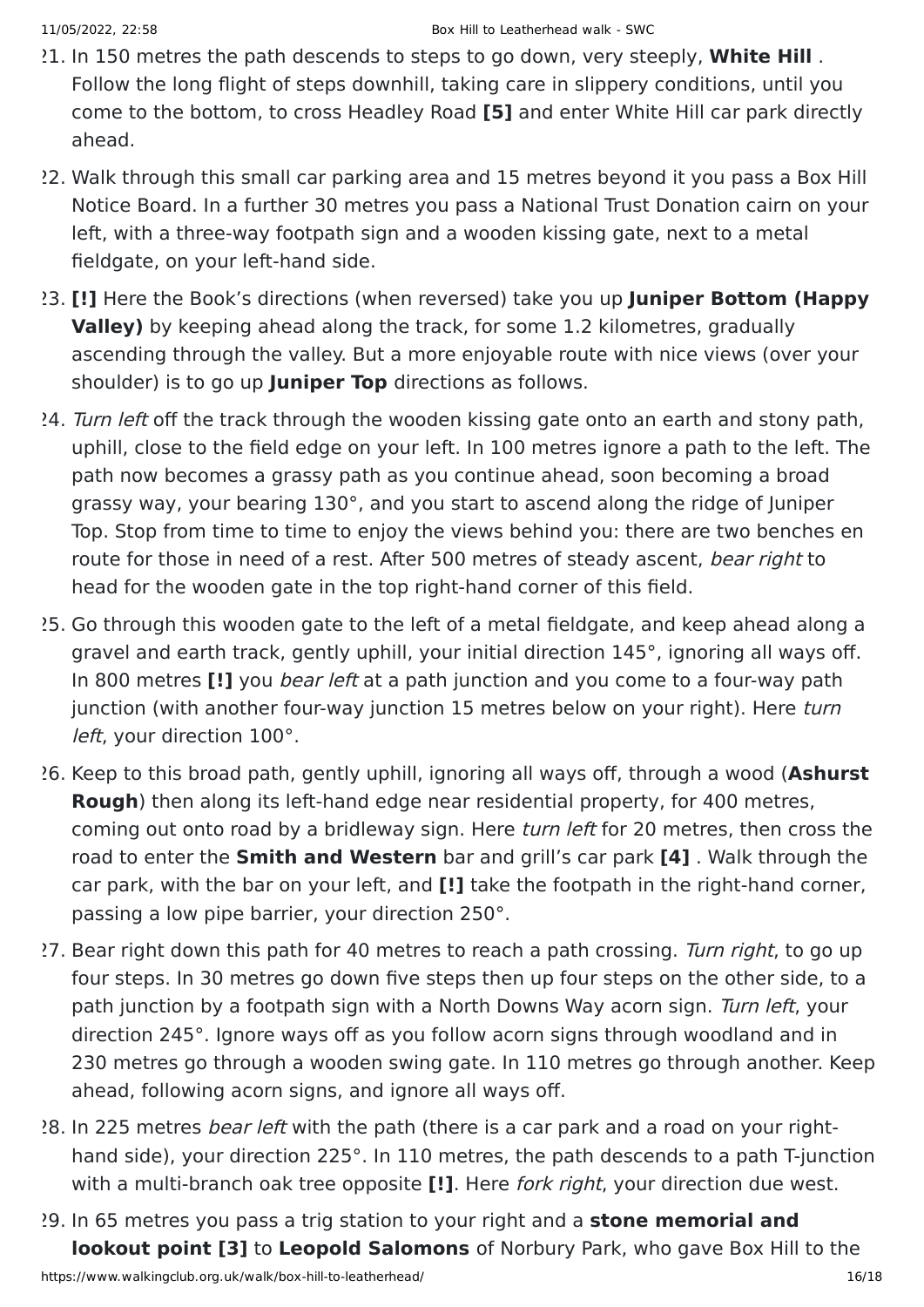21. In 150 metres the path descends to steps to go down, very steeply, **White Hill** . Follow the long flight of steps downhill, taking care in slippery conditions, until you come to the bottom, to cross Headley Road **[5]** and enter White Hill car park directly ahead.
22. Walk through this small car parking area and 15 metres beyond it you pass a Box Hill Notice Board. In a further 30 metres you pass a National Trust Donation cairn on your left, with a three-way footpath sign and a wooden kissing gate, next to a metal fieldgate, on your left-hand side.
23. **[!]** Here the Book's directions (when reversed) take you up **Juniper Bottom (Happy Valley)** by keeping ahead along the track, for some 1.2 kilometres, gradually ascending through the valley. But a more enjoyable route with nice views (over your shoulder) is to go up **Juniper Top** directions as follows.
24. *Turn left* off the track through the wooden kissing gate onto an earth and stony path, uphill, close to the field edge on your left. In 100 metres ignore a path to the left. The path now becomes a grassy path as you continue ahead, soon becoming a broad grassy way, your bearing 130°, and you start to ascend along the ridge of Juniper Top. Stop from time to time to enjoy the views behind you: there are two benches en route for those in need of a rest. After 500 metres of steady ascent, *bear right* to head for the wooden gate in the top right-hand corner of this field.
25. Go through this wooden gate to the left of a metal fieldgate, and keep ahead along a gravel and earth track, gently uphill, your initial direction 145°, ignoring all ways off. In 800 metres **[!]** you *bear left* at a path junction and you come to a four-way path junction (with another four-way junction 15 metres below on your right). Here *turn left*, your direction 100°.
26. Keep to this broad path, gently uphill, ignoring all ways off, through a wood (**Ashurst Rough**) then along its left-hand edge near residential property, for 400 metres, coming out onto road by a bridleway sign. Here *turn left* for 20 metres, then cross the road to enter the **Smith and Western** bar and grill's car park **[4]** . Walk through the car park, with the bar on your left, and **[!]** take the footpath in the right-hand corner, passing a low pipe barrier, your direction 250°.
27. Bear right down this path for 40 metres to reach a path crossing. *Turn right*, to go up four steps. In 30 metres go down five steps then up four steps on the other side, to a path junction by a footpath sign with a North Downs Way acorn sign. *Turn left*, your direction 245°. Ignore ways off as you follow acorn signs through woodland and in 230 metres go through a wooden swing gate. In 110 metres go through another. Keep ahead, following acorn signs, and ignore all ways off.
28. In 225 metres *bear left* with the path (there is a car park and a road on your right-hand side), your direction 225°. In 110 metres, the path descends to a path T-junction with a multi-branch oak tree opposite **[!]**. Here *fork right*, your direction due west.
29. In 65 metres you pass a trig station to your right and a **stone memorial and lookout point [3]** to **Leopold Salomons** of Norbury Park, who gave Box Hill to the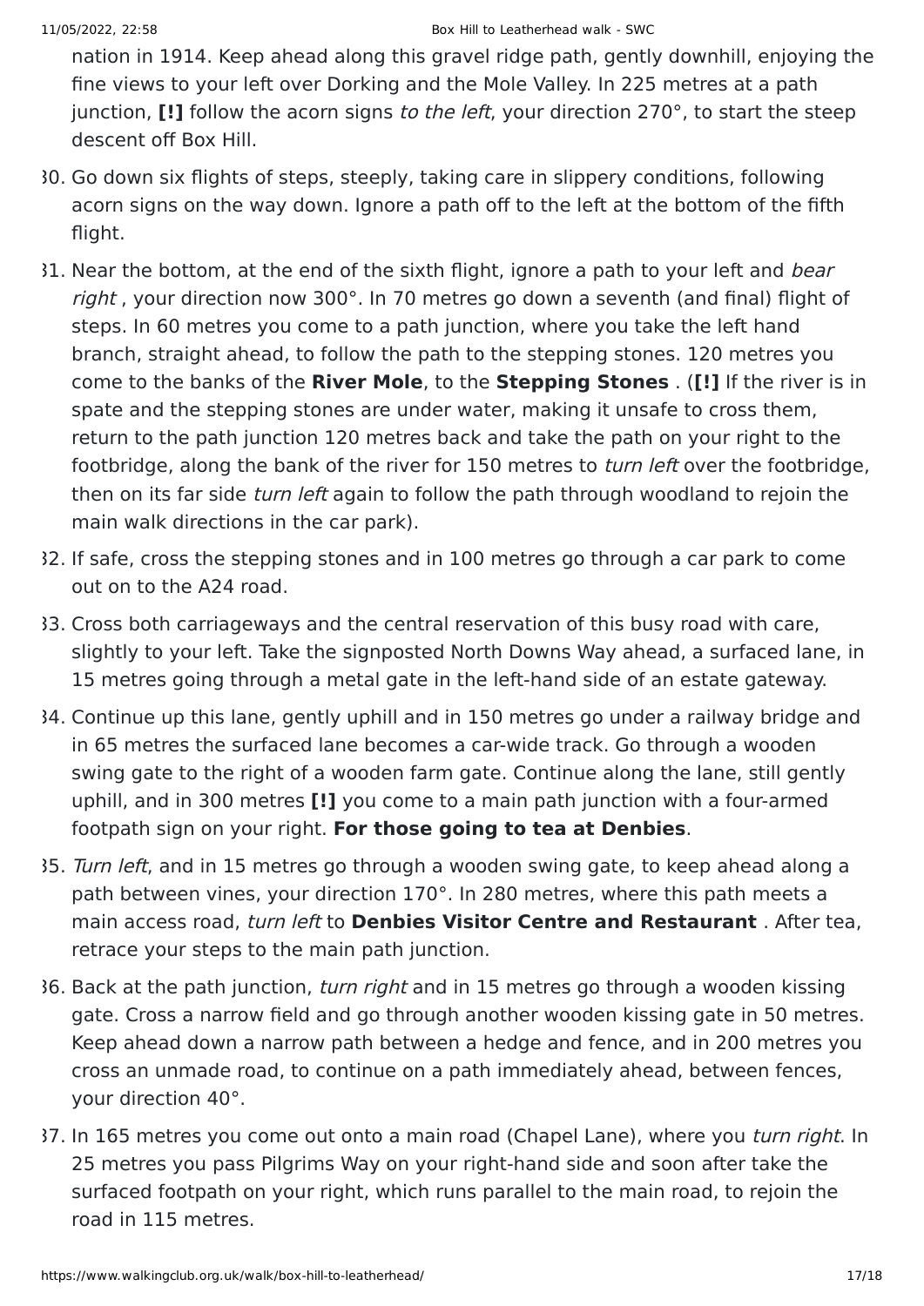nation in 1914. Keep ahead along this gravel ridge path, gently downhill, enjoying the fine views to your left over Dorking and the Mole Valley. In 225 metres at a path junction, **[!]** follow the acorn signs *to the left*, your direction 270°, to start the steep descent off Box Hill.

30. Go down six flights of steps, steeply, taking care in slippery conditions, following acorn signs on the way down. Ignore a path off to the left at the bottom of the fifth flight.
31. Near the bottom, at the end of the sixth flight, ignore a path to your left and *bear right* , your direction now 300°. In 70 metres go down a seventh (and final) flight of steps. In 60 metres you come to a path junction, where you take the left hand branch, straight ahead, to follow the path to the stepping stones. 120 metres you come to the banks of the **River Mole**, to the **Stepping Stones** . (**[!]** If the river is in spate and the stepping stones are under water, making it unsafe to cross them, return to the path junction 120 metres back and take the path on your right to the footbridge, along the bank of the river for 150 metres to *turn left* over the footbridge, then on its far side *turn left* again to follow the path through woodland to rejoin the main walk directions in the car park).
32. If safe, cross the stepping stones and in 100 metres go through a car park to come out on to the A24 road.
33. Cross both carriageways and the central reservation of this busy road with care, slightly to your left. Take the signposted North Downs Way ahead, a surfaced lane, in 15 metres going through a metal gate in the left-hand side of an estate gateway.
34. Continue up this lane, gently uphill and in 150 metres go under a railway bridge and in 65 metres the surfaced lane becomes a car-wide track. Go through a wooden swing gate to the right of a wooden farm gate. Continue along the lane, still gently uphill, and in 300 metres **[!]** you come to a main path junction with a four-armed footpath sign on your right. **For those going to tea at Denbies**.
35. *Turn left*, and in 15 metres go through a wooden swing gate, to keep ahead along a path between vines, your direction 170°. In 280 metres, where this path meets a main access road, *turn left* to **Denbies Visitor Centre and Restaurant** . After tea, retrace your steps to the main path junction.
36. Back at the path junction, *turn right* and in 15 metres go through a wooden kissing gate. Cross a narrow field and go through another wooden kissing gate in 50 metres. Keep ahead down a narrow path between a hedge and fence, and in 200 metres you cross an unmade road, to continue on a path immediately ahead, between fences, your direction 40°.
37. In 165 metres you come out onto a main road (Chapel Lane), where you *turn right*. In 25 metres you pass Pilgrims Way on your right-hand side and soon after take the surfaced footpath on your right, which runs parallel to the main road, to rejoin the road in 115 metres.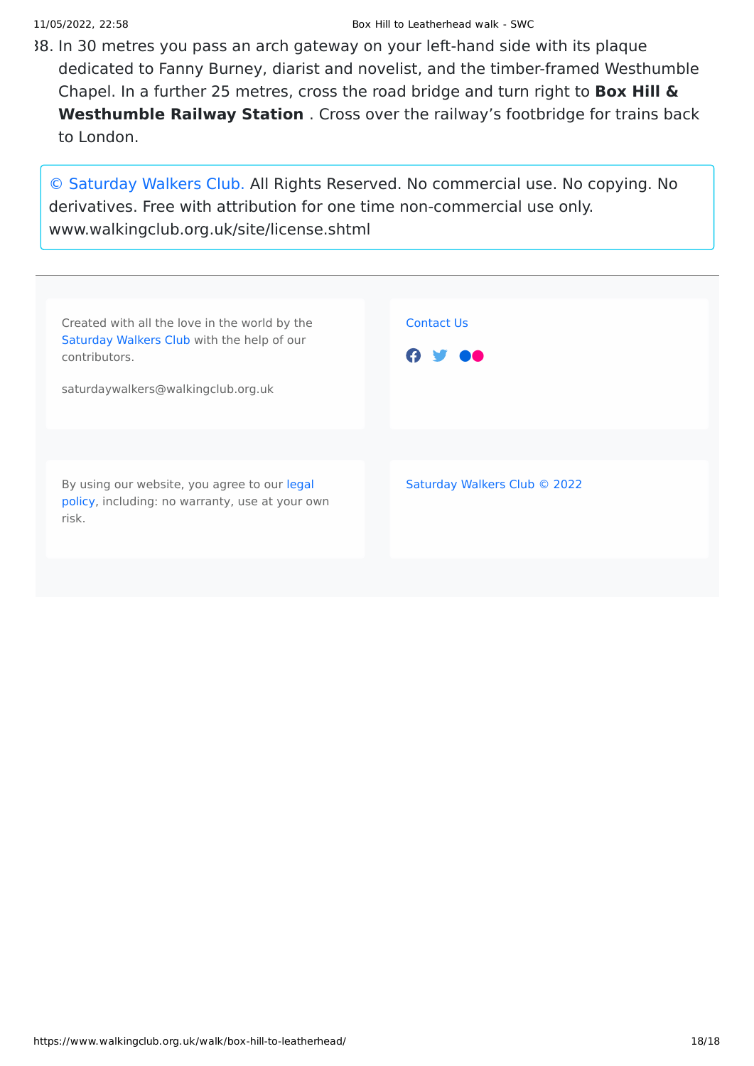38. In 30 metres you pass an arch gateway on your left-hand side with its plaque dedicated to Fanny Burney, diarist and novelist, and the timber-framed Westhumble Chapel. In a further 25 metres, cross the road bridge and turn right to **Box Hill & Westhumble Railway Station** . Cross over the railway's footbridge for trains back to London.

© Saturday Walkers Club. All Rights Reserved. No commercial use. No copying. No derivatives. Free with attribution for one time non-commercial use only. www.walkingclub.org.uk/site/license.shtml

---

Created with all the love in the world by the Saturday Walkers Club with the help of our contributors.

saturdaywalkers@walkingclub.org.uk

Contact Us

By using our website, you agree to our legal policy, including: no warranty, use at your own risk.

Saturday Walkers Club © 2022